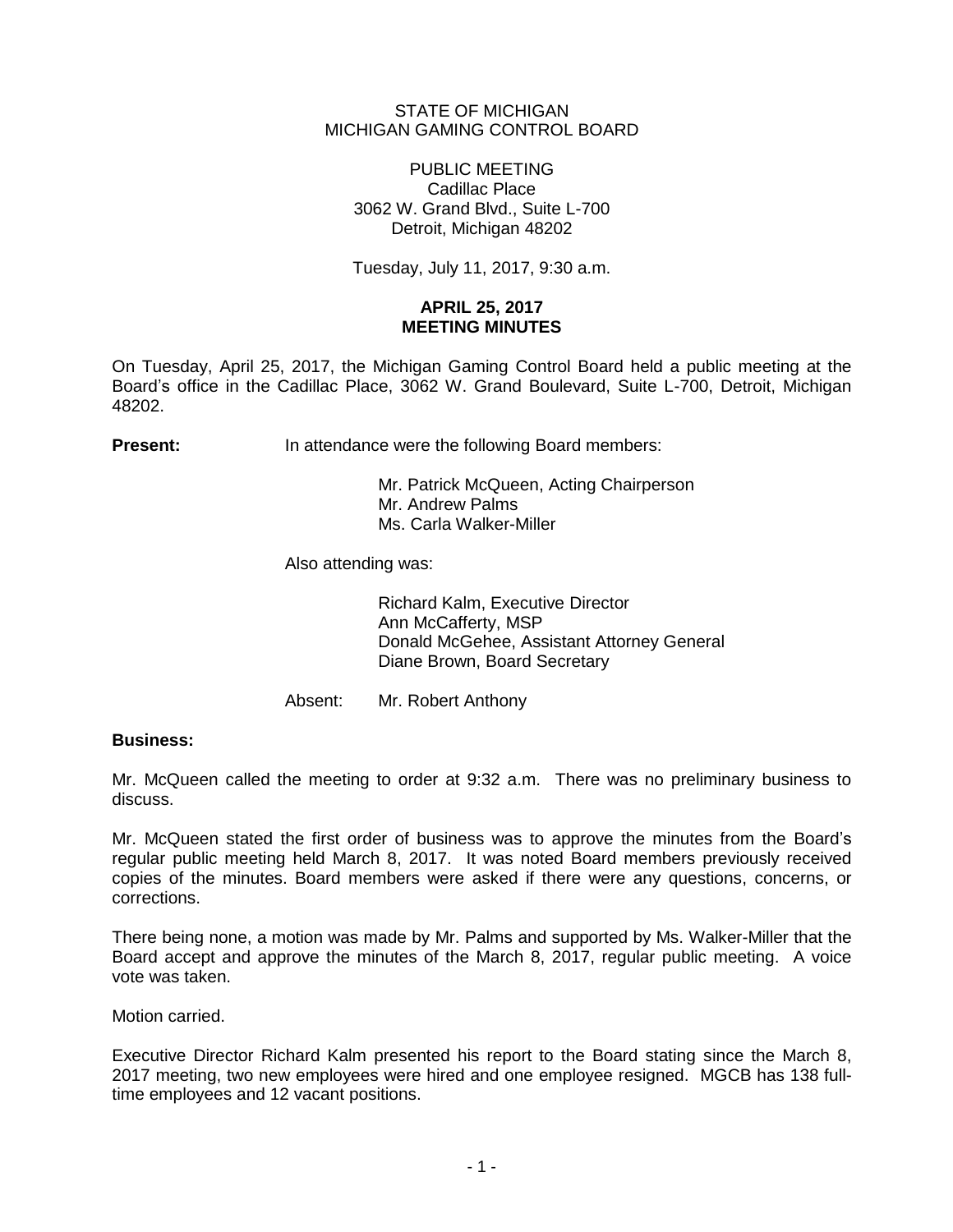STATE OF MICHIGAN
MICHIGAN GAMING CONTROL BOARD

PUBLIC MEETING
Cadillac Place
3062 W. Grand Blvd., Suite L-700
Detroit, Michigan 48202

Tuesday, July 11, 2017, 9:30 a.m.

**APRIL 25, 2017**
**MEETING MINUTES**

On Tuesday, April 25, 2017, the Michigan Gaming Control Board held a public meeting at the Board's office in the Cadillac Place, 3062 W. Grand Boulevard, Suite L-700, Detroit, Michigan 48202.

**Present:** In attendance were the following Board members:

Mr. Patrick McQueen, Acting Chairperson
Mr. Andrew Palms
Ms. Carla Walker-Miller

Also attending was:

Richard Kalm, Executive Director
Ann McCafferty, MSP
Donald McGehee, Assistant Attorney General
Diane Brown, Board Secretary

Absent: Mr. Robert Anthony

**Business:**

Mr. McQueen called the meeting to order at 9:32 a.m. There was no preliminary business to discuss.

Mr. McQueen stated the first order of business was to approve the minutes from the Board's regular public meeting held March 8, 2017. It was noted Board members previously received copies of the minutes. Board members were asked if there were any questions, concerns, or corrections.

There being none, a motion was made by Mr. Palms and supported by Ms. Walker-Miller that the Board accept and approve the minutes of the March 8, 2017, regular public meeting. A voice vote was taken.

Motion carried.

Executive Director Richard Kalm presented his report to the Board stating since the March 8, 2017 meeting, two new employees were hired and one employee resigned. MGCB has 138 full-time employees and 12 vacant positions.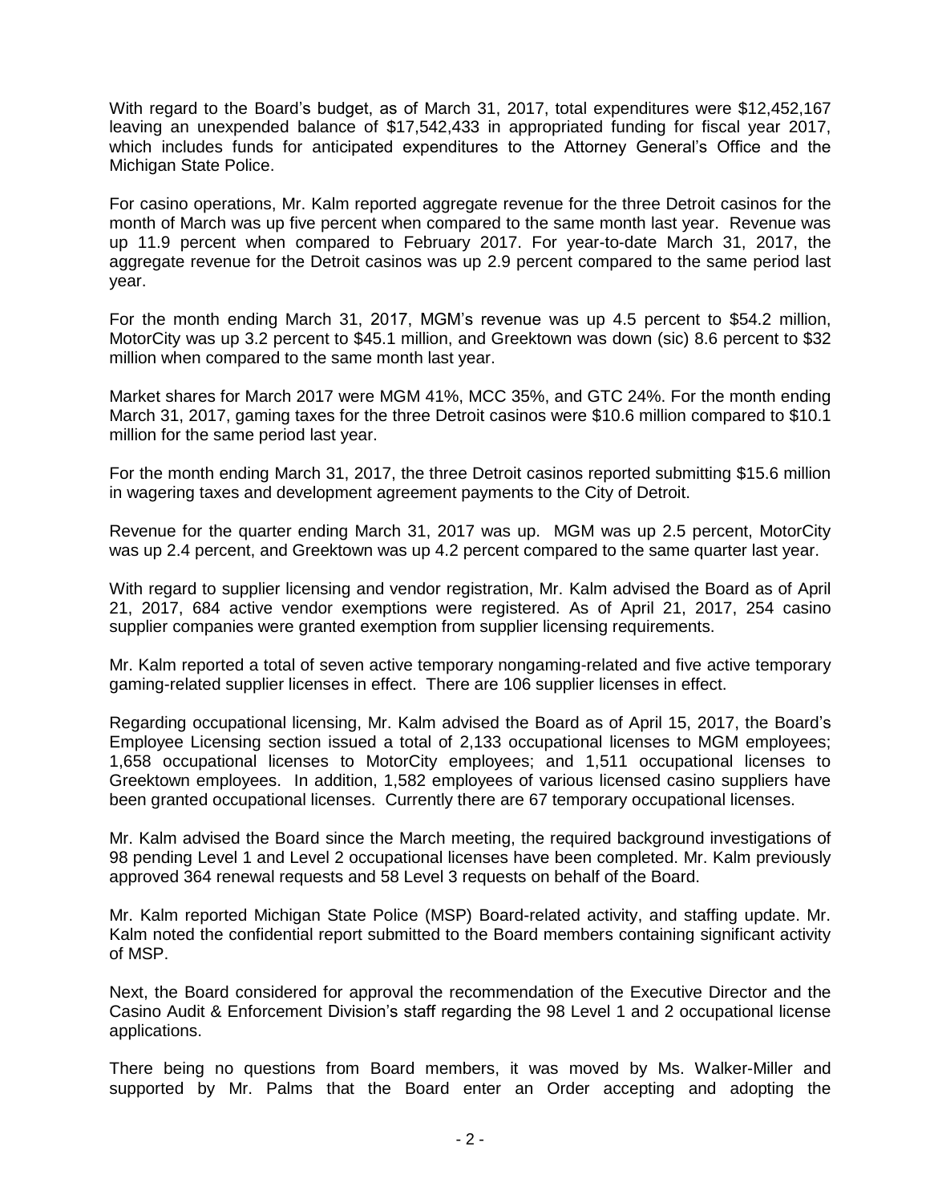With regard to the Board's budget, as of March 31, 2017, total expenditures were $12,452,167 leaving an unexpended balance of $17,542,433 in appropriated funding for fiscal year 2017, which includes funds for anticipated expenditures to the Attorney General's Office and the Michigan State Police.

For casino operations, Mr. Kalm reported aggregate revenue for the three Detroit casinos for the month of March was up five percent when compared to the same month last year. Revenue was up 11.9 percent when compared to February 2017. For year-to-date March 31, 2017, the aggregate revenue for the Detroit casinos was up 2.9 percent compared to the same period last year.

For the month ending March 31, 2017, MGM's revenue was up 4.5 percent to $54.2 million, MotorCity was up 3.2 percent to $45.1 million, and Greektown was down (sic) 8.6 percent to $32 million when compared to the same month last year.

Market shares for March 2017 were MGM 41%, MCC 35%, and GTC 24%. For the month ending March 31, 2017, gaming taxes for the three Detroit casinos were $10.6 million compared to $10.1 million for the same period last year.

For the month ending March 31, 2017, the three Detroit casinos reported submitting $15.6 million in wagering taxes and development agreement payments to the City of Detroit.

Revenue for the quarter ending March 31, 2017 was up. MGM was up 2.5 percent, MotorCity was up 2.4 percent, and Greektown was up 4.2 percent compared to the same quarter last year.

With regard to supplier licensing and vendor registration, Mr. Kalm advised the Board as of April 21, 2017, 684 active vendor exemptions were registered. As of April 21, 2017, 254 casino supplier companies were granted exemption from supplier licensing requirements.

Mr. Kalm reported a total of seven active temporary nongaming-related and five active temporary gaming-related supplier licenses in effect. There are 106 supplier licenses in effect.

Regarding occupational licensing, Mr. Kalm advised the Board as of April 15, 2017, the Board's Employee Licensing section issued a total of 2,133 occupational licenses to MGM employees; 1,658 occupational licenses to MotorCity employees; and 1,511 occupational licenses to Greektown employees. In addition, 1,582 employees of various licensed casino suppliers have been granted occupational licenses. Currently there are 67 temporary occupational licenses.

Mr. Kalm advised the Board since the March meeting, the required background investigations of 98 pending Level 1 and Level 2 occupational licenses have been completed. Mr. Kalm previously approved 364 renewal requests and 58 Level 3 requests on behalf of the Board.

Mr. Kalm reported Michigan State Police (MSP) Board-related activity, and staffing update. Mr. Kalm noted the confidential report submitted to the Board members containing significant activity of MSP.

Next, the Board considered for approval the recommendation of the Executive Director and the Casino Audit & Enforcement Division's staff regarding the 98 Level 1 and 2 occupational license applications.

There being no questions from Board members, it was moved by Ms. Walker-Miller and supported by Mr. Palms that the Board enter an Order accepting and adopting the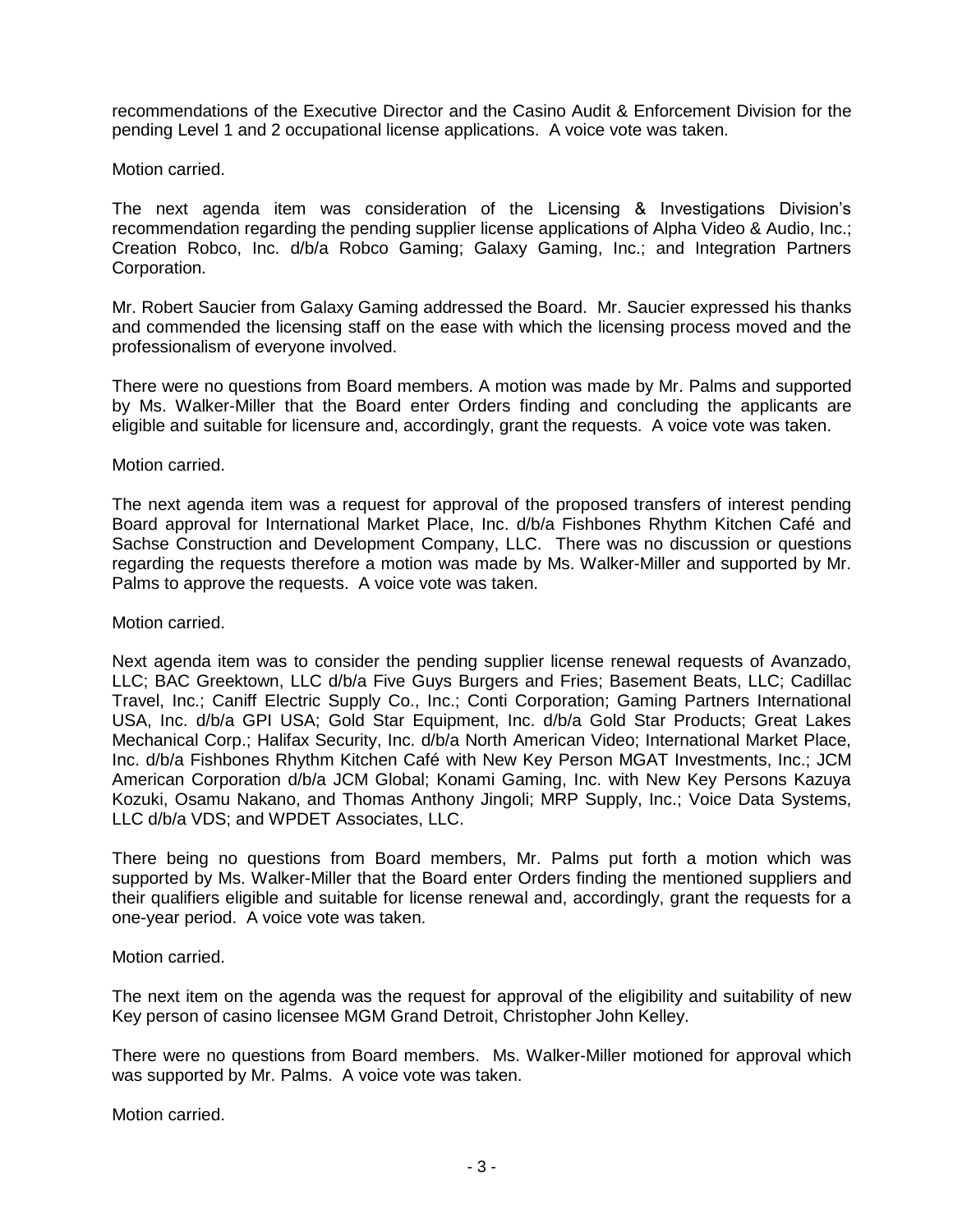recommendations of the Executive Director and the Casino Audit & Enforcement Division for the pending Level 1 and 2 occupational license applications. A voice vote was taken.

Motion carried.

The next agenda item was consideration of the Licensing & Investigations Division's recommendation regarding the pending supplier license applications of Alpha Video & Audio, Inc.; Creation Robco, Inc. d/b/a Robco Gaming; Galaxy Gaming, Inc.; and Integration Partners Corporation.

Mr. Robert Saucier from Galaxy Gaming addressed the Board. Mr. Saucier expressed his thanks and commended the licensing staff on the ease with which the licensing process moved and the professionalism of everyone involved.

There were no questions from Board members. A motion was made by Mr. Palms and supported by Ms. Walker-Miller that the Board enter Orders finding and concluding the applicants are eligible and suitable for licensure and, accordingly, grant the requests. A voice vote was taken.

Motion carried.

The next agenda item was a request for approval of the proposed transfers of interest pending Board approval for International Market Place, Inc. d/b/a Fishbones Rhythm Kitchen Café and Sachse Construction and Development Company, LLC. There was no discussion or questions regarding the requests therefore a motion was made by Ms. Walker-Miller and supported by Mr. Palms to approve the requests. A voice vote was taken.

Motion carried.

Next agenda item was to consider the pending supplier license renewal requests of Avanzado, LLC; BAC Greektown, LLC d/b/a Five Guys Burgers and Fries; Basement Beats, LLC; Cadillac Travel, Inc.; Caniff Electric Supply Co., Inc.; Conti Corporation; Gaming Partners International USA, Inc. d/b/a GPI USA; Gold Star Equipment, Inc. d/b/a Gold Star Products; Great Lakes Mechanical Corp.; Halifax Security, Inc. d/b/a North American Video; International Market Place, Inc. d/b/a Fishbones Rhythm Kitchen Café with New Key Person MGAT Investments, Inc.; JCM American Corporation d/b/a JCM Global; Konami Gaming, Inc. with New Key Persons Kazuya Kozuki, Osamu Nakano, and Thomas Anthony Jingoli; MRP Supply, Inc.; Voice Data Systems, LLC d/b/a VDS; and WPDET Associates, LLC.

There being no questions from Board members, Mr. Palms put forth a motion which was supported by Ms. Walker-Miller that the Board enter Orders finding the mentioned suppliers and their qualifiers eligible and suitable for license renewal and, accordingly, grant the requests for a one-year period. A voice vote was taken.

Motion carried.

The next item on the agenda was the request for approval of the eligibility and suitability of new Key person of casino licensee MGM Grand Detroit, Christopher John Kelley.

There were no questions from Board members. Ms. Walker-Miller motioned for approval which was supported by Mr. Palms. A voice vote was taken.

Motion carried.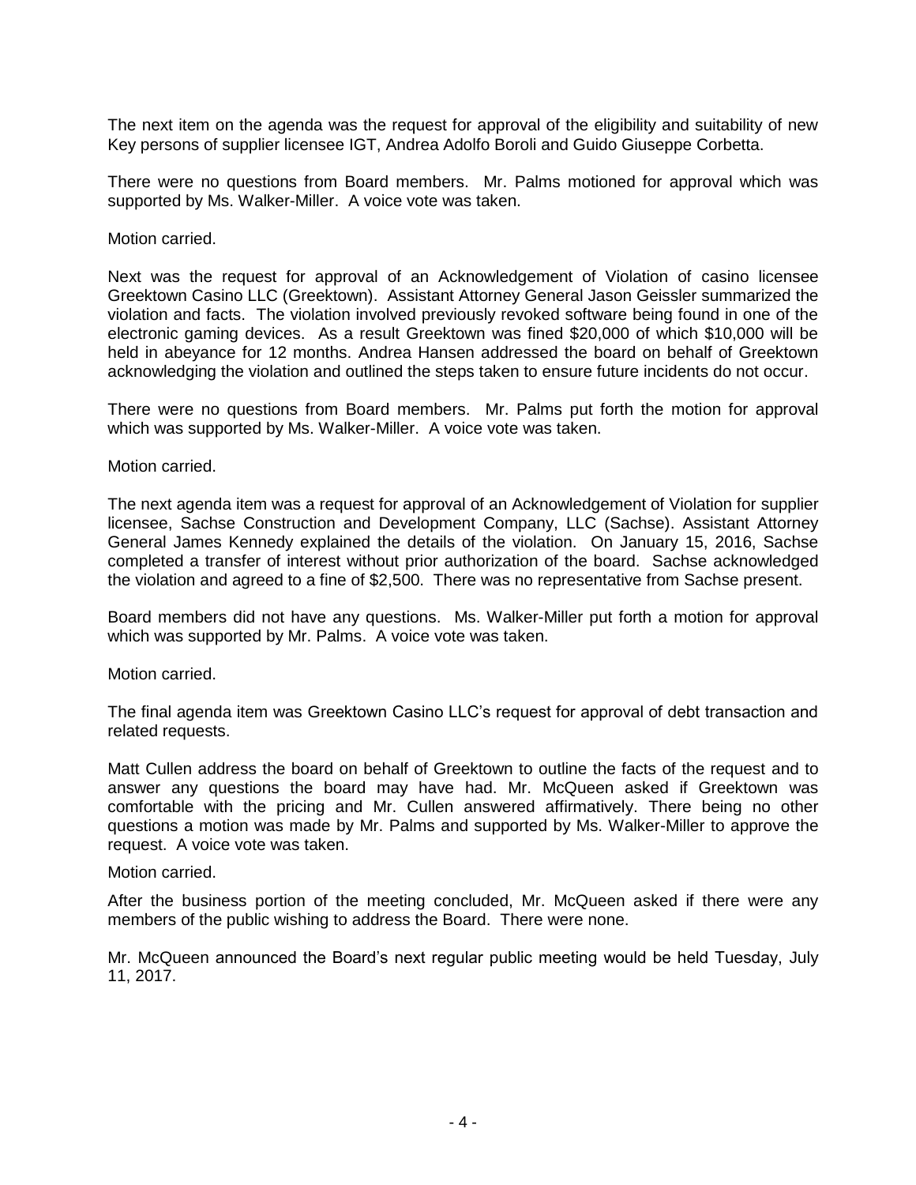The next item on the agenda was the request for approval of the eligibility and suitability of new Key persons of supplier licensee IGT, Andrea Adolfo Boroli and Guido Giuseppe Corbetta.

There were no questions from Board members. Mr. Palms motioned for approval which was supported by Ms. Walker-Miller. A voice vote was taken.

Motion carried.

Next was the request for approval of an Acknowledgement of Violation of casino licensee Greektown Casino LLC (Greektown). Assistant Attorney General Jason Geissler summarized the violation and facts. The violation involved previously revoked software being found in one of the electronic gaming devices. As a result Greektown was fined $20,000 of which $10,000 will be held in abeyance for 12 months. Andrea Hansen addressed the board on behalf of Greektown acknowledging the violation and outlined the steps taken to ensure future incidents do not occur.

There were no questions from Board members. Mr. Palms put forth the motion for approval which was supported by Ms. Walker-Miller. A voice vote was taken.

Motion carried.

The next agenda item was a request for approval of an Acknowledgement of Violation for supplier licensee, Sachse Construction and Development Company, LLC (Sachse). Assistant Attorney General James Kennedy explained the details of the violation. On January 15, 2016, Sachse completed a transfer of interest without prior authorization of the board. Sachse acknowledged the violation and agreed to a fine of $2,500. There was no representative from Sachse present.

Board members did not have any questions. Ms. Walker-Miller put forth a motion for approval which was supported by Mr. Palms. A voice vote was taken.

Motion carried.

The final agenda item was Greektown Casino LLC's request for approval of debt transaction and related requests.

Matt Cullen address the board on behalf of Greektown to outline the facts of the request and to answer any questions the board may have had. Mr. McQueen asked if Greektown was comfortable with the pricing and Mr. Cullen answered affirmatively. There being no other questions a motion was made by Mr. Palms and supported by Ms. Walker-Miller to approve the request. A voice vote was taken.

Motion carried.

After the business portion of the meeting concluded, Mr. McQueen asked if there were any members of the public wishing to address the Board. There were none.

Mr. McQueen announced the Board's next regular public meeting would be held Tuesday, July 11, 2017.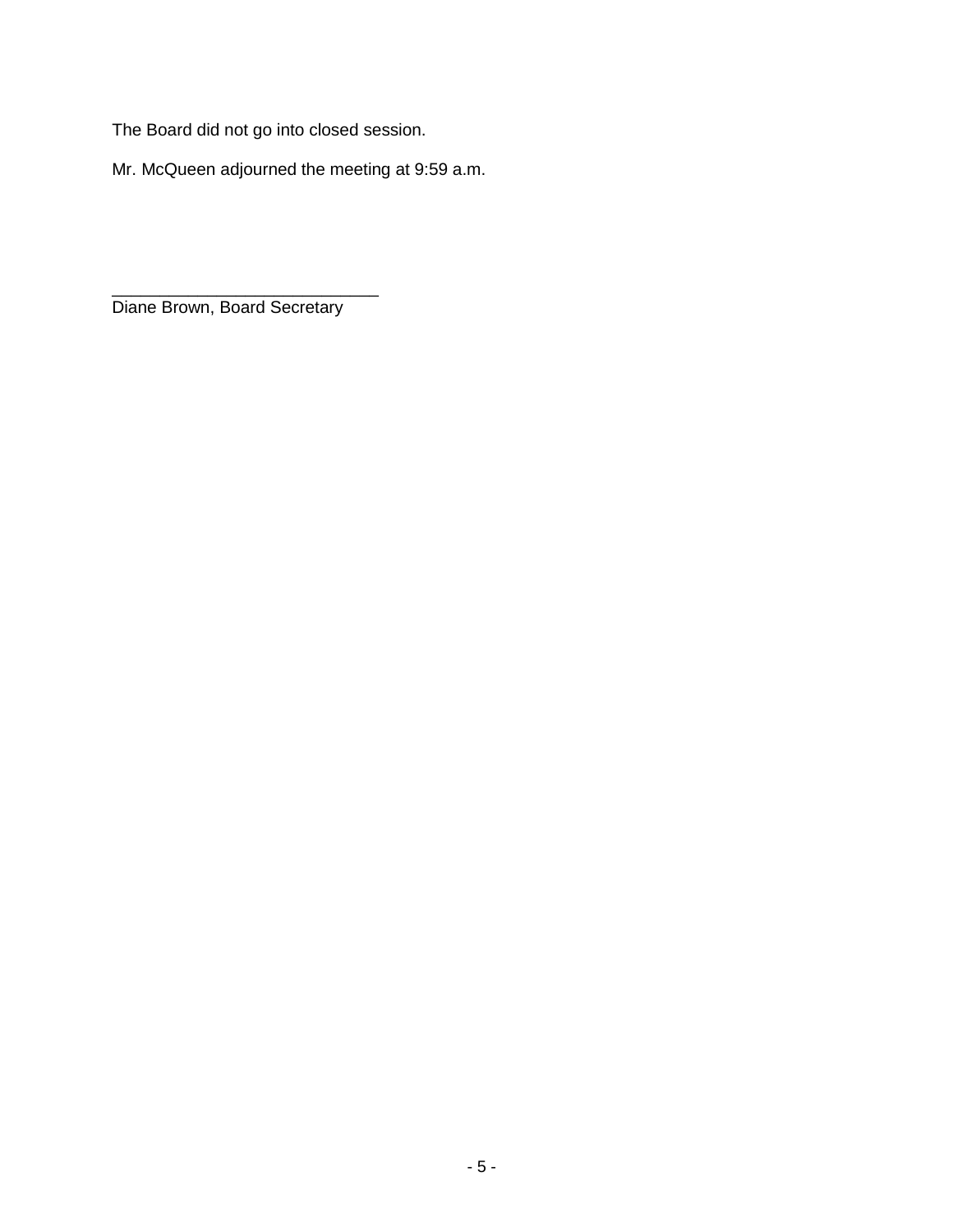The Board did not go into closed session.

Mr. McQueen adjourned the meeting at 9:59 a.m.

\_\_\_\_\_\_\_\_\_\_\_\_\_\_\_\_\_\_\_\_\_\_\_\_\_\_\_\_

Diane Brown, Board Secretary